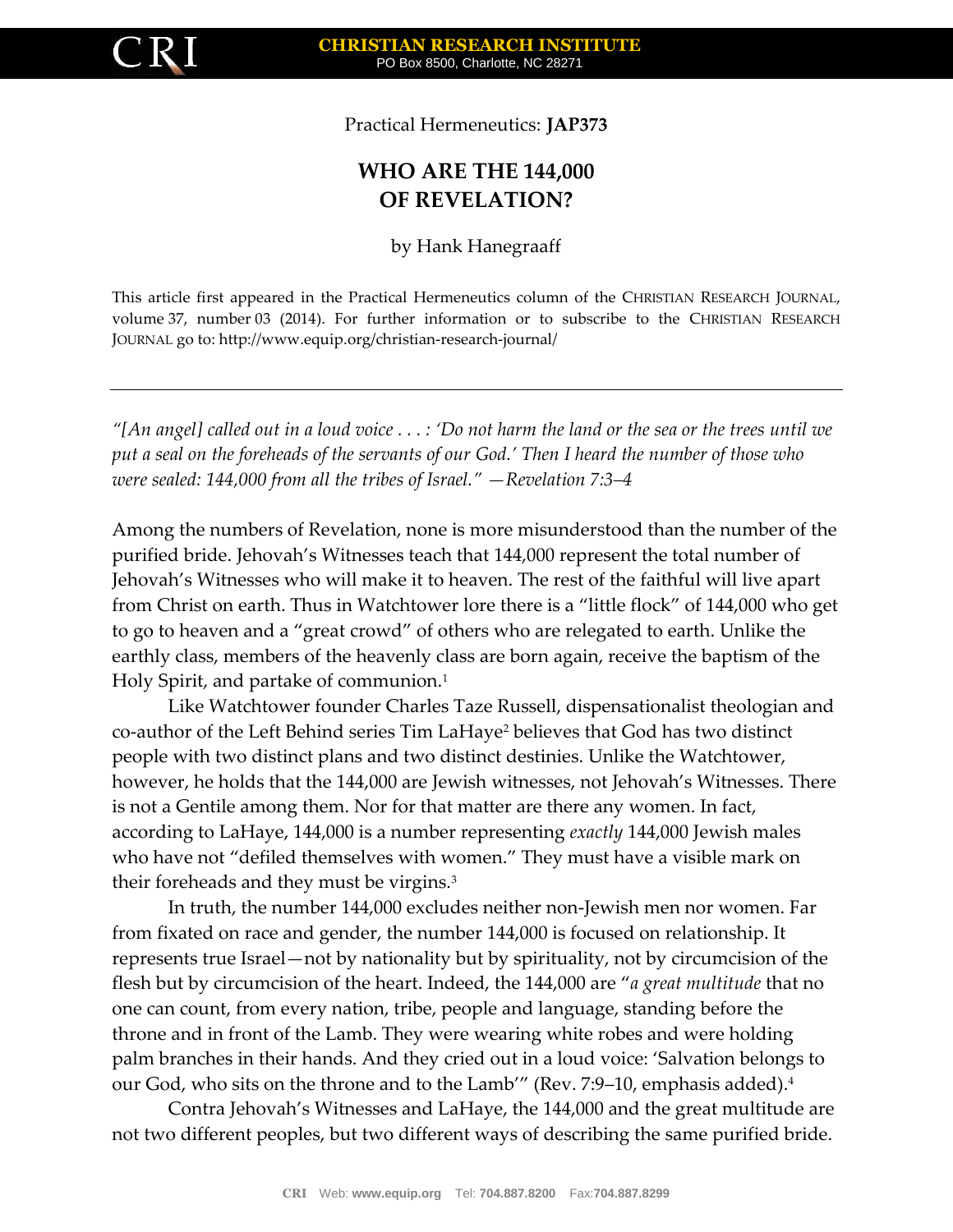Practical Hermeneutics: **JAP373**

# WHO ARE THE 144,000 OF REVELATION?

by Hank Hanegraaff

This article first appeared in the Practical Hermeneutics column of the CHRISTIAN RESEARCH JOURNAL, volume 37, number 03 (2014). For further information or to subscribe to the CHRISTIAN RESEARCH JOURNAL go to: http://www.equip.org/christian-research-journal/

---

*"[An angel] called out in a loud voice . . . : 'Do not harm the land or the sea or the trees until we put a seal on the foreheads of the servants of our God.' Then I heard the number of those who were sealed: 144,000 from all the tribes of Israel." —Revelation 7:3–4*

Among the numbers of Revelation, none is more misunderstood than the number of the purified bride. Jehovah's Witnesses teach that 144,000 represent the total number of Jehovah's Witnesses who will make it to heaven. The rest of the faithful will live apart from Christ on earth. Thus in Watchtower lore there is a "little flock" of 144,000 who get to go to heaven and a "great crowd" of others who are relegated to earth. Unlike the earthly class, members of the heavenly class are born again, receive the baptism of the Holy Spirit, and partake of communion.[1]

Like Watchtower founder Charles Taze Russell, dispensationalist theologian and co-author of the Left Behind series Tim LaHaye[2] believes that God has two distinct people with two distinct plans and two distinct destinies. Unlike the Watchtower, however, he holds that the 144,000 are Jewish witnesses, not Jehovah's Witnesses. There is not a Gentile among them. Nor for that matter are there any women. In fact, according to LaHaye, 144,000 is a number representing *exactly* 144,000 Jewish males who have not "defiled themselves with women." They must have a visible mark on their foreheads and they must be virgins.[3]

In truth, the number 144,000 excludes neither non-Jewish men nor women. Far from fixated on race and gender, the number 144,000 is focused on relationship. It represents true Israel—not by nationality but by spirituality, not by circumcision of the flesh but by circumcision of the heart. Indeed, the 144,000 are "*a great multitude* that no one can count, from every nation, tribe, people and language, standing before the throne and in front of the Lamb. They were wearing white robes and were holding palm branches in their hands. And they cried out in a loud voice: 'Salvation belongs to our God, who sits on the throne and to the Lamb'" (Rev. 7:9–10, emphasis added).[4]

Contra Jehovah's Witnesses and LaHaye, the 144,000 and the great multitude are not two different peoples, but two different ways of describing the same purified bride.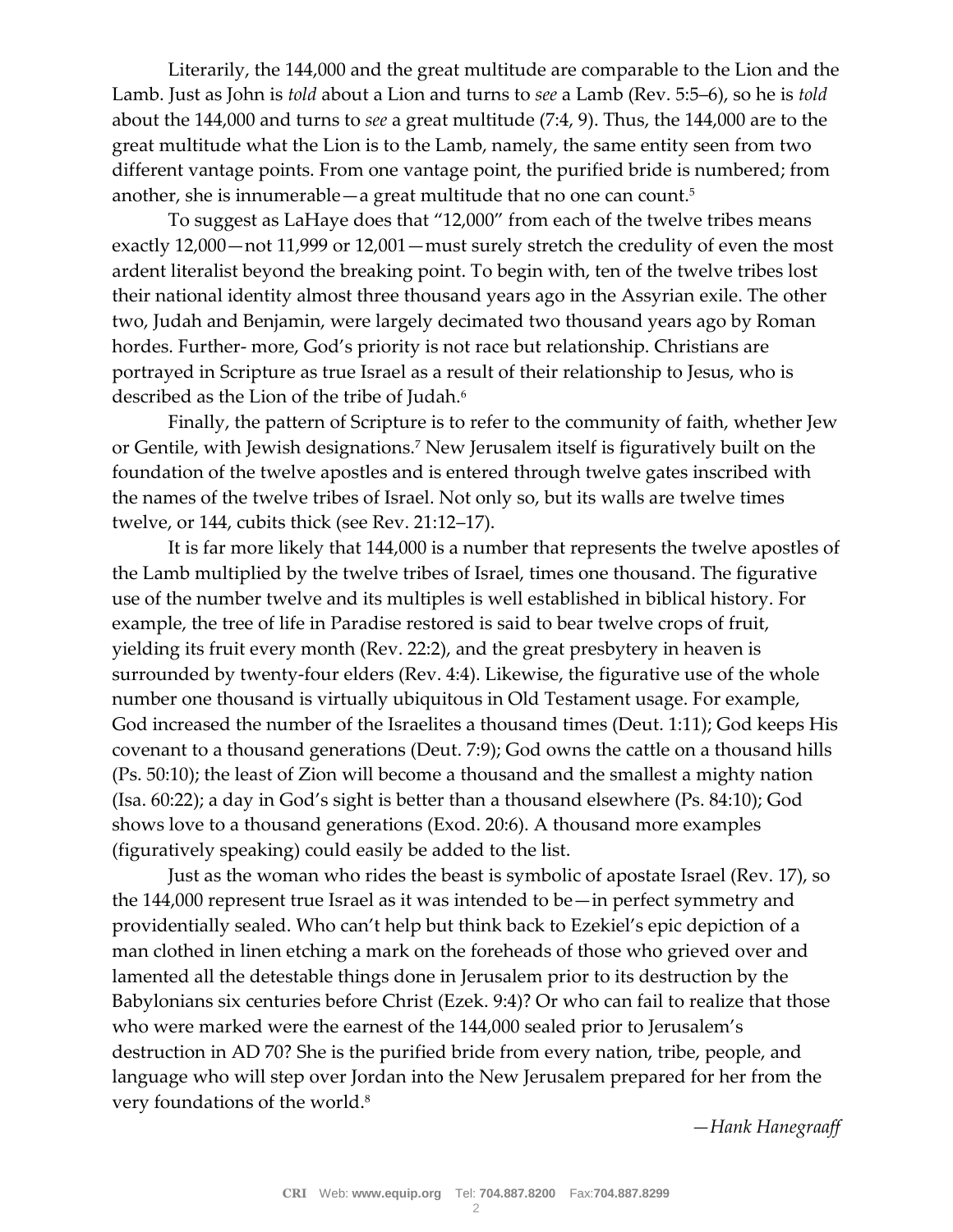Literarily, the 144,000 and the great multitude are comparable to the Lion and the Lamb. Just as John is *told* about a Lion and turns to *see* a Lamb (Rev. 5:5–6), so he is *told* about the 144,000 and turns to *see* a great multitude (7:4, 9). Thus, the 144,000 are to the great multitude what the Lion is to the Lamb, namely, the same entity seen from two different vantage points. From one vantage point, the purified bride is numbered; from another, she is innumerable—a great multitude that no one can count.[5]

To suggest as LaHaye does that "12,000" from each of the twelve tribes means exactly 12,000—not 11,999 or 12,001—must surely stretch the credulity of even the most ardent literalist beyond the breaking point. To begin with, ten of the twelve tribes lost their national identity almost three thousand years ago in the Assyrian exile. The other two, Judah and Benjamin, were largely decimated two thousand years ago by Roman hordes. Further- more, God's priority is not race but relationship. Christians are portrayed in Scripture as true Israel as a result of their relationship to Jesus, who is described as the Lion of the tribe of Judah.[6]

Finally, the pattern of Scripture is to refer to the community of faith, whether Jew or Gentile, with Jewish designations.[7] New Jerusalem itself is figuratively built on the foundation of the twelve apostles and is entered through twelve gates inscribed with the names of the twelve tribes of Israel. Not only so, but its walls are twelve times twelve, or 144, cubits thick (see Rev. 21:12–17).

It is far more likely that 144,000 is a number that represents the twelve apostles of the Lamb multiplied by the twelve tribes of Israel, times one thousand. The figurative use of the number twelve and its multiples is well established in biblical history. For example, the tree of life in Paradise restored is said to bear twelve crops of fruit, yielding its fruit every month (Rev. 22:2), and the great presbytery in heaven is surrounded by twenty-four elders (Rev. 4:4). Likewise, the figurative use of the whole number one thousand is virtually ubiquitous in Old Testament usage. For example, God increased the number of the Israelites a thousand times (Deut. 1:11); God keeps His covenant to a thousand generations (Deut. 7:9); God owns the cattle on a thousand hills (Ps. 50:10); the least of Zion will become a thousand and the smallest a mighty nation (Isa. 60:22); a day in God's sight is better than a thousand elsewhere (Ps. 84:10); God shows love to a thousand generations (Exod. 20:6). A thousand more examples (figuratively speaking) could easily be added to the list.

Just as the woman who rides the beast is symbolic of apostate Israel (Rev. 17), so the 144,000 represent true Israel as it was intended to be—in perfect symmetry and providentially sealed. Who can't help but think back to Ezekiel's epic depiction of a man clothed in linen etching a mark on the foreheads of those who grieved over and lamented all the detestable things done in Jerusalem prior to its destruction by the Babylonians six centuries before Christ (Ezek. 9:4)? Or who can fail to realize that those who were marked were the earnest of the 144,000 sealed prior to Jerusalem's destruction in AD 70? She is the purified bride from every nation, tribe, people, and language who will step over Jordan into the New Jerusalem prepared for her from the very foundations of the world.[8]

*—Hank Hanegraaff*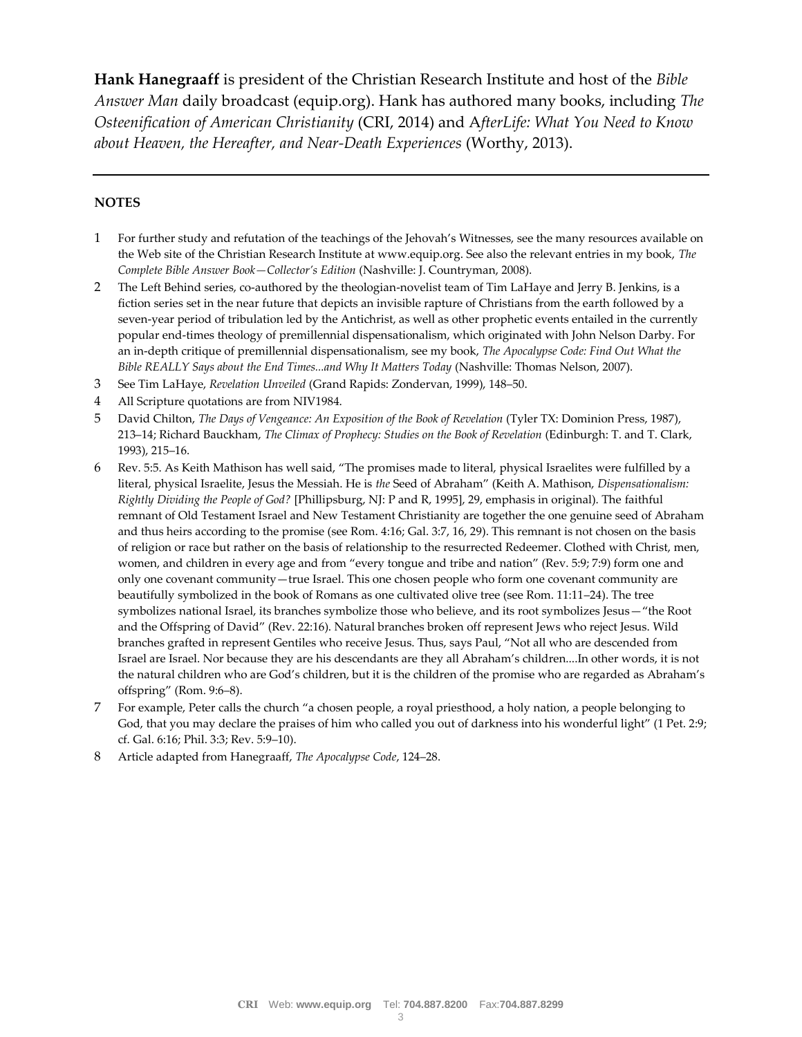**Hank Hanegraaff** is president of the Christian Research Institute and host of the *Bible Answer Man* daily broadcast (equip.org). Hank has authored many books, including *The Osteenification of American Christianity* (CRI, 2014) and A*fterLife: What You Need to Know about Heaven, the Hereafter, and Near-Death Experiences* (Worthy, 2013).

---

**NOTES**

1. For further study and refutation of the teachings of the Jehovah's Witnesses, see the many resources available on the Web site of the Christian Research Institute at www.equip.org. See also the relevant entries in my book, *The Complete Bible Answer Book—Collector's Edition* (Nashville: J. Countryman, 2008).
2. The Left Behind series, co-authored by the theologian-novelist team of Tim LaHaye and Jerry B. Jenkins, is a fiction series set in the near future that depicts an invisible rapture of Christians from the earth followed by a seven-year period of tribulation led by the Antichrist, as well as other prophetic events entailed in the currently popular end-times theology of premillennial dispensationalism, which originated with John Nelson Darby. For an in-depth critique of premillennial dispensationalism, see my book, *The Apocalypse Code: Find Out What the Bible REALLY Says about the End Times...and Why It Matters Today* (Nashville: Thomas Nelson, 2007).
3. See Tim LaHaye, *Revelation Unveiled* (Grand Rapids: Zondervan, 1999), 148–50.
4. All Scripture quotations are from NIV1984.
5. David Chilton, *The Days of Vengeance: An Exposition of the Book of Revelation* (Tyler TX: Dominion Press, 1987), 213–14; Richard Bauckham, *The Climax of Prophecy: Studies on the Book of Revelation* (Edinburgh: T. and T. Clark, 1993), 215–16.
6. Rev. 5:5. As Keith Mathison has well said, "The promises made to literal, physical Israelites were fulfilled by a literal, physical Israelite, Jesus the Messiah. He is *the* Seed of Abraham" (Keith A. Mathison, *Dispensationalism: Rightly Dividing the People of God?* [Phillipsburg, NJ: P and R, 1995], 29, emphasis in original). The faithful remnant of Old Testament Israel and New Testament Christianity are together the one genuine seed of Abraham and thus heirs according to the promise (see Rom. 4:16; Gal. 3:7, 16, 29). This remnant is not chosen on the basis of religion or race but rather on the basis of relationship to the resurrected Redeemer. Clothed with Christ, men, women, and children in every age and from "every tongue and tribe and nation" (Rev. 5:9; 7:9) form one and only one covenant community—true Israel. This one chosen people who form one covenant community are beautifully symbolized in the book of Romans as one cultivated olive tree (see Rom. 11:11–24). The tree symbolizes national Israel, its branches symbolize those who believe, and its root symbolizes Jesus—"the Root and the Offspring of David" (Rev. 22:16). Natural branches broken off represent Jews who reject Jesus. Wild branches grafted in represent Gentiles who receive Jesus. Thus, says Paul, "Not all who are descended from Israel are Israel. Nor because they are his descendants are they all Abraham's children....In other words, it is not the natural children who are God's children, but it is the children of the promise who are regarded as Abraham's offspring" (Rom. 9:6–8).
7. For example, Peter calls the church "a chosen people, a royal priesthood, a holy nation, a people belonging to God, that you may declare the praises of him who called you out of darkness into his wonderful light" (1 Pet. 2:9; cf. Gal. 6:16; Phil. 3:3; Rev. 5:9–10).
8. Article adapted from Hanegraaff, *The Apocalypse Code*, 124–28.

**CRI** Web: **www.equip.org** Tel: **704.887.8200** Fax:**704.887.8299**